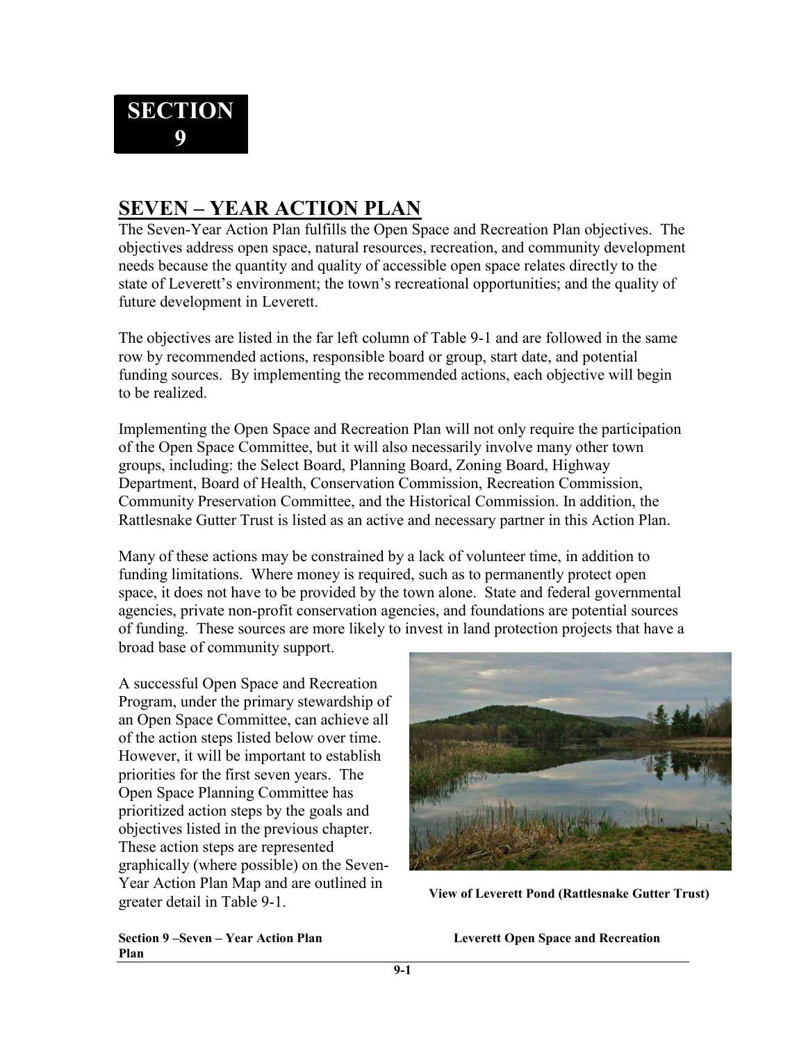# SECTION 9

## SEVEN – YEAR ACTION PLAN

The Seven-Year Action Plan fulfills the Open Space and Recreation Plan objectives. The objectives address open space, natural resources, recreation, and community development needs because the quantity and quality of accessible open space relates directly to the state of Leverett's environment; the town's recreational opportunities; and the quality of future development in Leverett.

The objectives are listed in the far left column of Table 9-1 and are followed in the same row by recommended actions, responsible board or group, start date, and potential funding sources. By implementing the recommended actions, each objective will begin to be realized.

Implementing the Open Space and Recreation Plan will not only require the participation of the Open Space Committee, but it will also necessarily involve many other town groups, including: the Select Board, Planning Board, Zoning Board, Highway Department, Board of Health, Conservation Commission, Recreation Commission, Community Preservation Committee, and the Historical Commission. In addition, the Rattlesnake Gutter Trust is listed as an active and necessary partner in this Action Plan.

Many of these actions may be constrained by a lack of volunteer time, in addition to funding limitations. Where money is required, such as to permanently protect open space, it does not have to be provided by the town alone. State and federal governmental agencies, private non-profit conservation agencies, and foundations are potential sources of funding. These sources are more likely to invest in land protection projects that have a broad base of community support.

A successful Open Space and Recreation Program, under the primary stewardship of an Open Space Committee, can achieve all of the action steps listed below over time. However, it will be important to establish priorities for the first seven years. The Open Space Planning Committee has prioritized action steps by the goals and objectives listed in the previous chapter. These action steps are represented graphically (where possible) on the Seven-Year Action Plan Map and are outlined in greater detail in Table 9-1.

**View of Leverett Pond (Rattlesnake Gutter Trust)**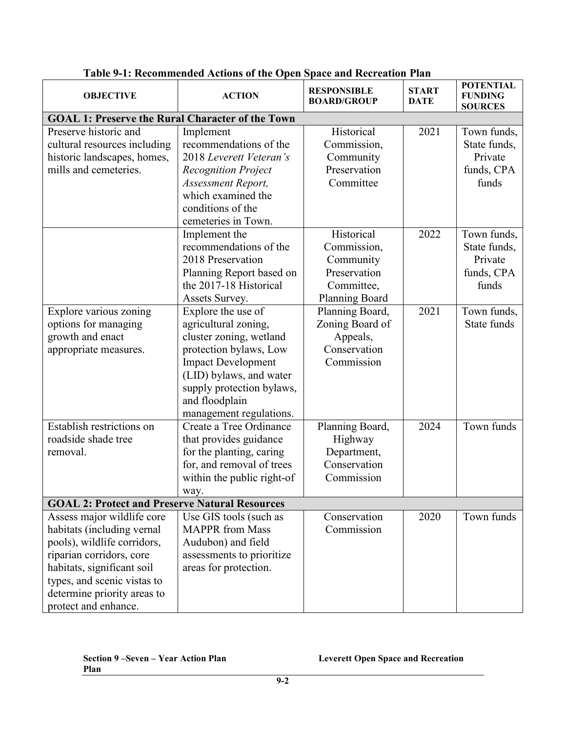**Table 9-1: Recommended Actions of the Open Space and Recreation Plan**

| OBJECTIVE | ACTION | RESPONSIBLE BOARD/GROUP | START DATE | POTENTIAL FUNDING SOURCES |
|---|---|---|---|---|
| **GOAL 1: Preserve the Rural Character of the Town** | | | | |
| Preserve historic and cultural resources including historic landscapes, homes, mills and cemeteries. | Implement recommendations of the 2018 *Leverett Veteran's Recognition Project Assessment Report,* which examined the conditions of the cemeteries in Town. | Historical Commission, Community Preservation Committee | 2021 | Town funds, State funds, Private funds, CPA funds |
| | Implement the recommendations of the 2018 Preservation Planning Report based on the 2017-18 Historical Assets Survey. | Historical Commission, Community Preservation Committee, Planning Board | 2022 | Town funds, State funds, Private funds, CPA funds |
| Explore various zoning options for managing growth and enact appropriate measures. | Explore the use of agricultural zoning, cluster zoning, wetland protection bylaws, Low Impact Development (LID) bylaws, and water supply protection bylaws, and floodplain management regulations. | Planning Board, Zoning Board of Appeals, Conservation Commission | 2021 | Town funds, State funds |
| Establish restrictions on roadside shade tree removal. | Create a Tree Ordinance that provides guidance for the planting, caring for, and removal of trees within the public right-of way. | Planning Board, Highway Department, Conservation Commission | 2024 | Town funds |
| **GOAL 2: Protect and Preserve Natural Resources** | | | | |
| Assess major wildlife core habitats (including vernal pools), wildlife corridors, riparian corridors, core habitats, significant soil types, and scenic vistas to determine priority areas to protect and enhance. | Use GIS tools (such as MAPPR from Mass Audubon) and field assessments to prioritize areas for protection. | Conservation Commission | 2020 | Town funds |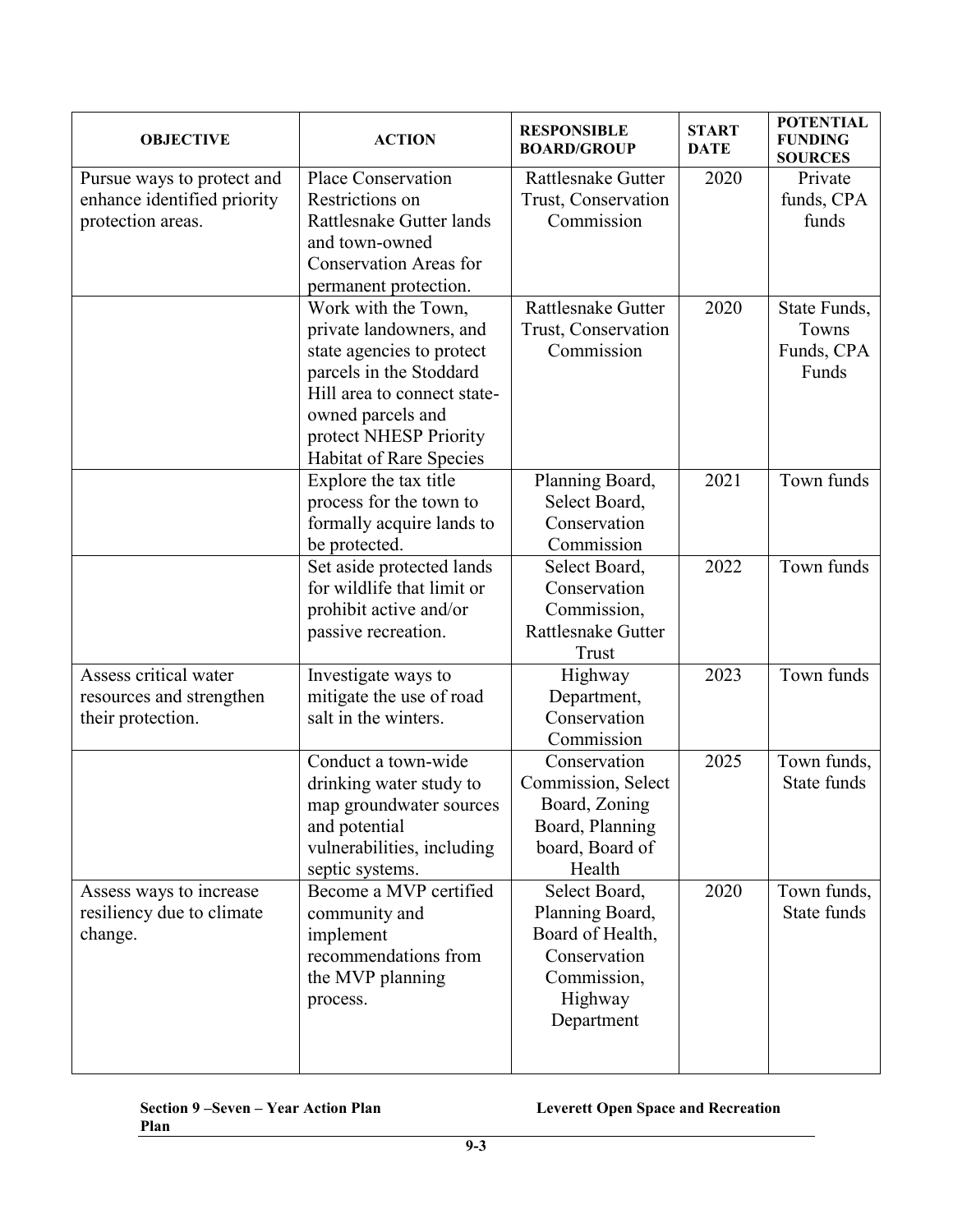| OBJECTIVE | ACTION | RESPONSIBLE BOARD/GROUP | START DATE | POTENTIAL FUNDING SOURCES |
|---|---|---|---|---|
| Pursue ways to protect and enhance identified priority protection areas. | Place Conservation Restrictions on Rattlesnake Gutter lands and town-owned Conservation Areas for permanent protection. | Rattlesnake Gutter Trust, Conservation Commission | 2020 | Private funds, CPA funds |
| | Work with the Town, private landowners, and state agencies to protect parcels in the Stoddard Hill area to connect state-owned parcels and protect NHESP Priority Habitat of Rare Species | Rattlesnake Gutter Trust, Conservation Commission | 2020 | State Funds, Towns Funds, CPA Funds |
| | Explore the tax title process for the town to formally acquire lands to be protected. | Planning Board, Select Board, Conservation Commission | 2021 | Town funds |
| | Set aside protected lands for wildlife that limit or prohibit active and/or passive recreation. | Select Board, Conservation Commission, Rattlesnake Gutter Trust | 2022 | Town funds |
| Assess critical water resources and strengthen their protection. | Investigate ways to mitigate the use of road salt in the winters. | Highway Department, Conservation Commission | 2023 | Town funds |
| | Conduct a town-wide drinking water study to map groundwater sources and potential vulnerabilities, including septic systems. | Conservation Commission, Select Board, Zoning Board, Planning board, Board of Health | 2025 | Town funds, State funds |
| Assess ways to increase resiliency due to climate change. | Become a MVP certified community and implement recommendations from the MVP planning process. | Select Board, Planning Board, Board of Health, Conservation Commission, Highway Department | 2020 | Town funds, State funds |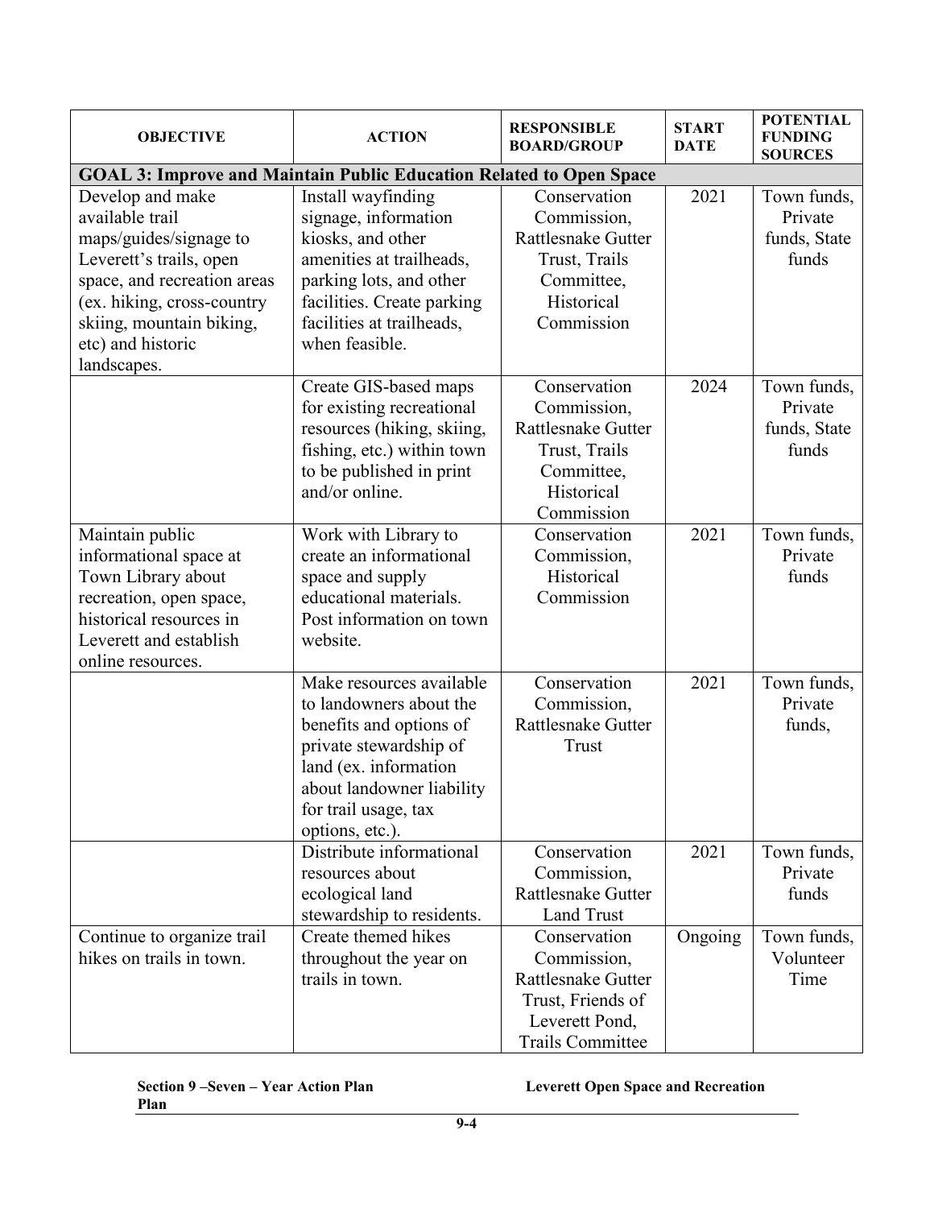| OBJECTIVE | ACTION | RESPONSIBLE BOARD/GROUP | START DATE | POTENTIAL FUNDING SOURCES |
|---|---|---|---|---|
| **GOAL 3: Improve and Maintain Public Education Related to Open Space** | | | | |
| Develop and make available trail maps/guides/signage to Leverett's trails, open space, and recreation areas (ex. hiking, cross-country skiing, mountain biking, etc) and historic landscapes. | Install wayfinding signage, information kiosks, and other amenities at trailheads, parking lots, and other facilities. Create parking facilities at trailheads, when feasible. | Conservation Commission, Rattlesnake Gutter Trust, Trails Committee, Historical Commission | 2021 | Town funds, Private funds, State funds |
| | Create GIS-based maps for existing recreational resources (hiking, skiing, fishing, etc.) within town to be published in print and/or online. | Conservation Commission, Rattlesnake Gutter Trust, Trails Committee, Historical Commission | 2024 | Town funds, Private funds, State funds |
| Maintain public informational space at Town Library about recreation, open space, historical resources in Leverett and establish online resources. | Work with Library to create an informational space and supply educational materials. Post information on town website. | Conservation Commission, Historical Commission | 2021 | Town funds, Private funds |
| | Make resources available to landowners about the benefits and options of private stewardship of land (ex. information about landowner liability for trail usage, tax options, etc.). | Conservation Commission, Rattlesnake Gutter Trust | 2021 | Town funds, Private funds, |
| | Distribute informational resources about ecological land stewardship to residents. | Conservation Commission, Rattlesnake Gutter Land Trust | 2021 | Town funds, Private funds |
| Continue to organize trail hikes on trails in town. | Create themed hikes throughout the year on trails in town. | Conservation Commission, Rattlesnake Gutter Trust, Friends of Leverett Pond, Trails Committee | Ongoing | Town funds, Volunteer Time |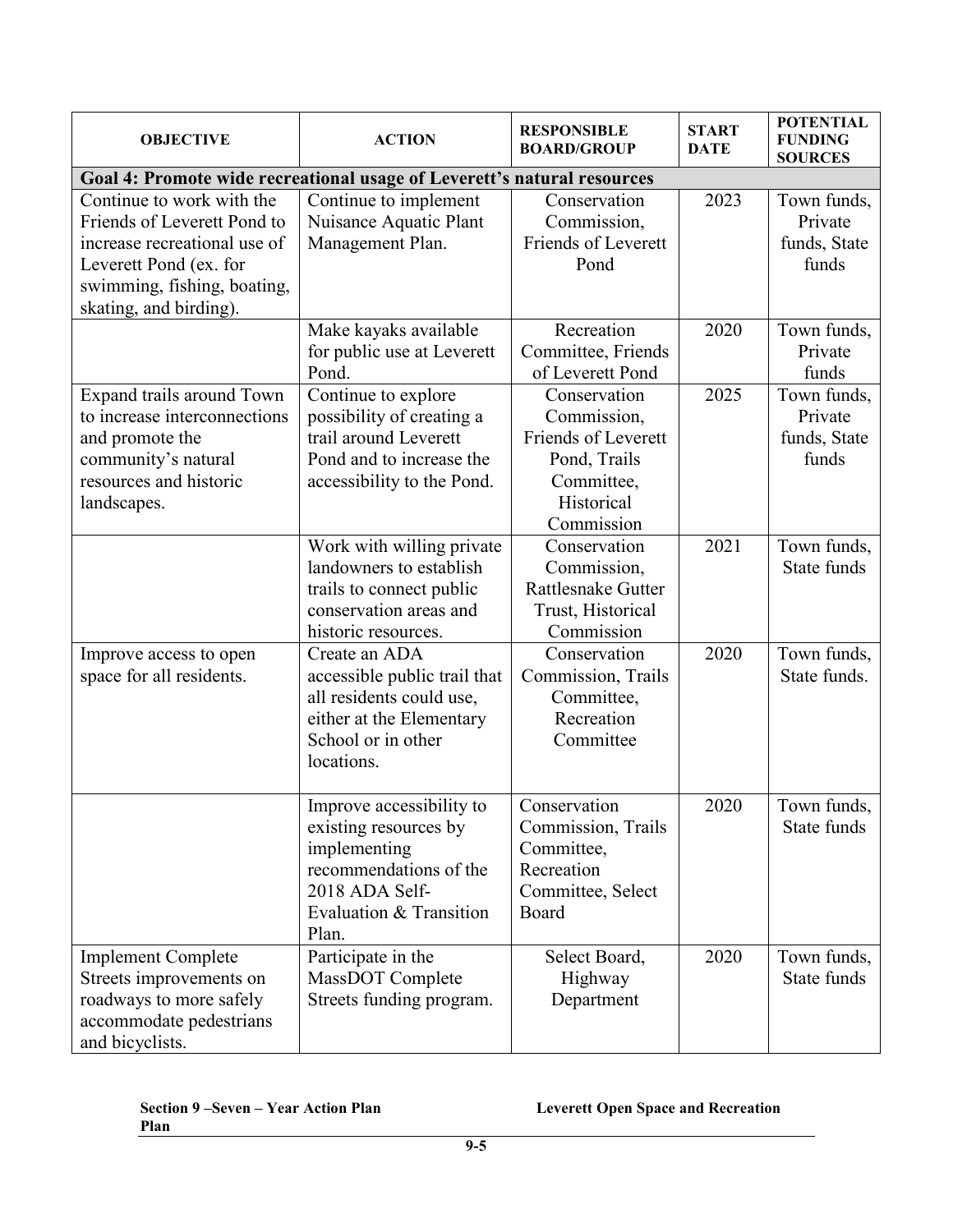| OBJECTIVE | ACTION | RESPONSIBLE BOARD/GROUP | START DATE | POTENTIAL FUNDING SOURCES |
|---|---|---|---|---|
| **Goal 4: Promote wide recreational usage of Leverett's natural resources** | | | | |
| Continue to work with the Friends of Leverett Pond to increase recreational use of Leverett Pond (ex. for swimming, fishing, boating, skating, and birding). | Continue to implement Nuisance Aquatic Plant Management Plan. | Conservation Commission, Friends of Leverett Pond | 2023 | Town funds, Private funds, State funds |
| | Make kayaks available for public use at Leverett Pond. | Recreation Committee, Friends of Leverett Pond | 2020 | Town funds, Private funds |
| Expand trails around Town to increase interconnections and promote the community's natural resources and historic landscapes. | Continue to explore possibility of creating a trail around Leverett Pond and to increase the accessibility to the Pond. | Conservation Commission, Friends of Leverett Pond, Trails Committee, Historical Commission | 2025 | Town funds, Private funds, State funds |
| | Work with willing private landowners to establish trails to connect public conservation areas and historic resources. | Conservation Commission, Rattlesnake Gutter Trust, Historical Commission | 2021 | Town funds, State funds |
| Improve access to open space for all residents. | Create an ADA accessible public trail that all residents could use, either at the Elementary School or in other locations. | Conservation Commission, Trails Committee, Recreation Committee | 2020 | Town funds, State funds. |
| | Improve accessibility to existing resources by implementing recommendations of the 2018 ADA Self-Evaluation & Transition Plan. | Conservation Commission, Trails Committee, Recreation Committee, Select Board | 2020 | Town funds, State funds |
| Implement Complete Streets improvements on roadways to more safely accommodate pedestrians and bicyclists. | Participate in the MassDOT Complete Streets funding program. | Select Board, Highway Department | 2020 | Town funds, State funds |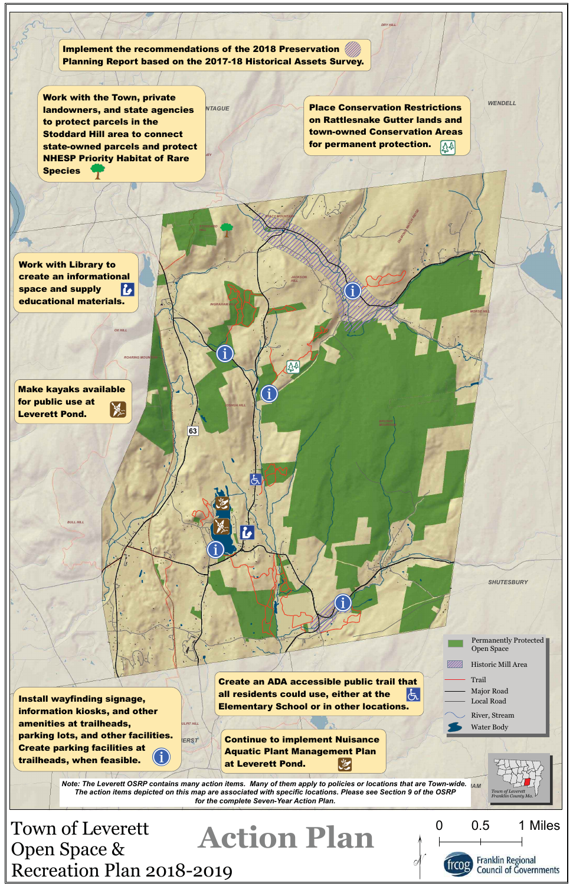Implement the recommendations of the 2018 Preservation Planning Report based on the 2017-18 Historical Assets Survey.

Work with the Town, private landowners, and state agencies to protect parcels in the Stoddard Hill area to connect state-owned parcels and protect NHESP Priority Habitat of Rare Species

Place Conservation Restrictions on Rattlesnake Gutter lands and town-owned Conservation Areas for permanent protection.

Work with Library to create an informational space and supply educational materials.

Make kayaks available for public use at Leverett Pond.

Create an ADA accessible public trail that all residents could use, either at the Elementary School or in other locations.

Install wayfinding signage, information kiosks, and other amenities at trailheads, parking lots, and other facilities. Create parking facilities at trailheads, when feasible.

Continue to implement Nuisance Aquatic Plant Management Plan at Leverett Pond.

DRY HILL
MONTAGUE
WENDELL
STODDARD HILL
STACY MOUNTAIN
DIAMOND MATCH RIDGE
JACKSON HILL
INGRAHAM HILL
MORSE HILL
OX HILL
ROARING MOUNTAIN
JOSHUA HILL
BRUSHY MOUNTAIN
63
BULL HILL
SHUTESBURY
SUNDERLAND
AMHERST

Permanently Protected Open Space
Historic Mill Area
Trail
Major Road
Local Road
River, Stream
Water Body

Town of Leverett
Franklin County Ma.

*Note: The Leverett OSRP contains many action items. Many of them apply to policies or locations that are Town-wide. The action items depicted on this map are associated with specific locations. Please see Section 9 of the OSRP for the complete Seven-Year Action Plan.*

# Town of Leverett Open Space & Recreation Plan 2018-2019

# Action Plan

0 0.5 1 Miles

frcog Franklin Regional Council of Governments